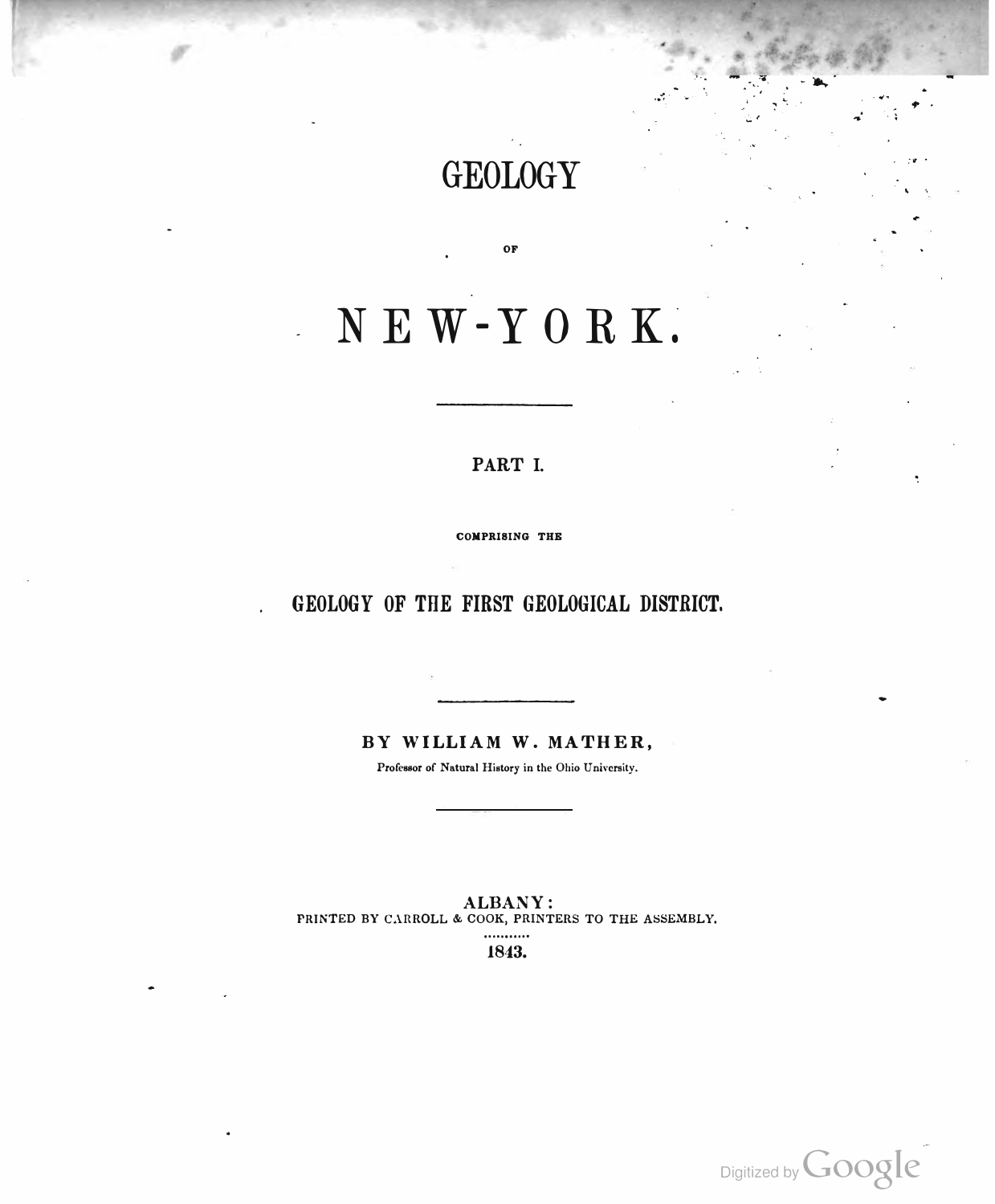# GEOLOGY

OF

# NEW-YORK.

---

## PART I.

COMPRISING THE

## GEOLOGY OF THE FIRST GEOLOGICAL DISTRICT.

---

**BY WILLIAM W. MATHER,**

Professor of Natural History in the Ohio University.

---

ALBANY:
PRINTED BY CARROLL & COOK, PRINTERS TO THE ASSEMBLY.

1843.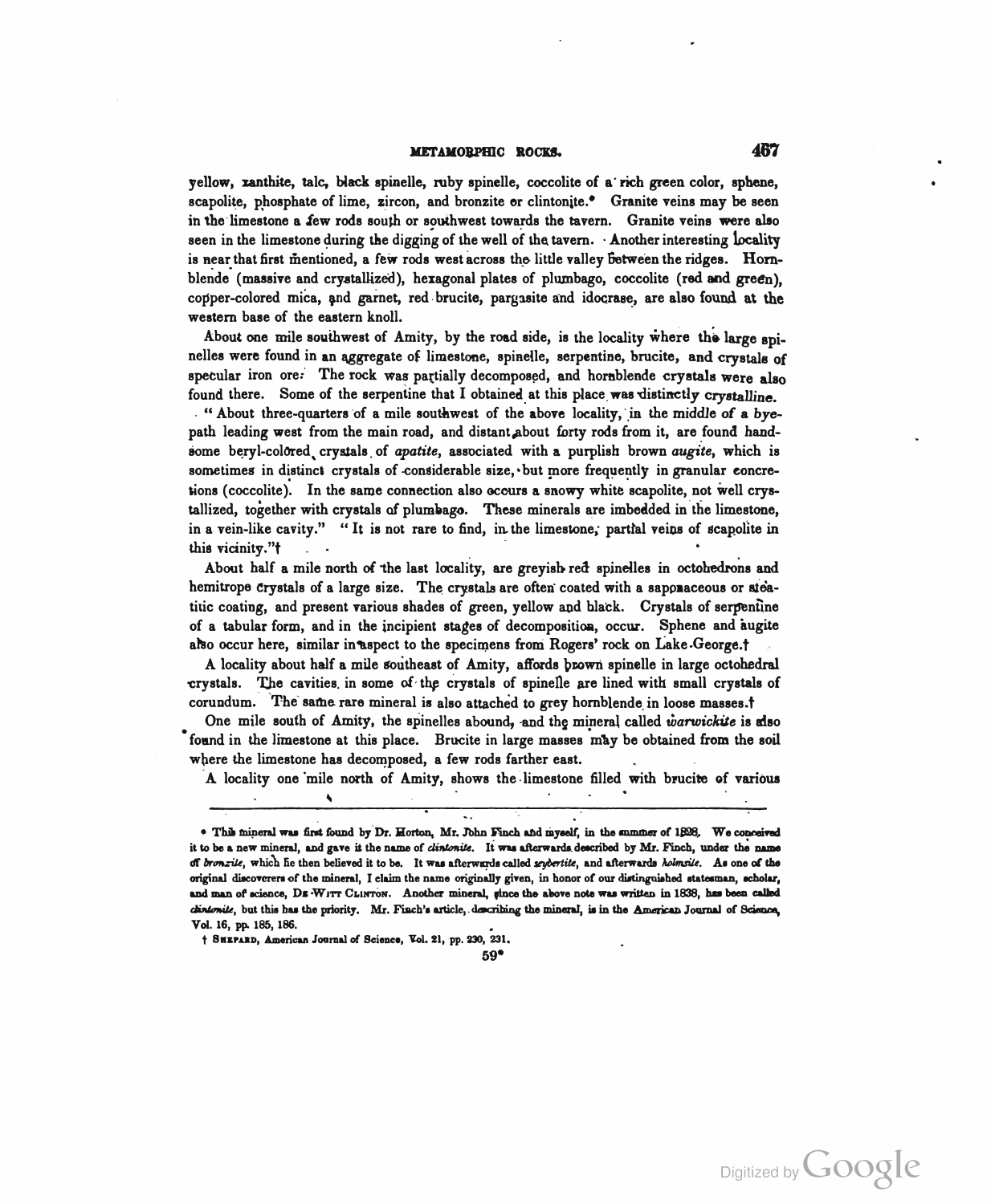yellow, xanthite, talc, black spinelle, ruby spinelle, coccolite of a rich green color, sphene, scapolite, phosphate of lime, zircon, and bronzite or clintonite.* Granite veins may be seen in the limestone a few rods south or southwest towards the tavern. Granite veins were also seen in the limestone during the digging of the well of the tavern. Another interesting locality is near that first mentioned, a few rods west across the little valley between the ridges. Hornblende (massive and crystallized), hexagonal plates of plumbago, coccolite (red and green), copper-colored mica, and garnet, red brucite, pargasite and idocrase, are also found at the western base of the eastern knoll.

About one mile southwest of Amity, by the road side, is the locality where the large spinelles were found in an aggregate of limestone, spinelle, serpentine, brucite, and crystals of specular iron ore. The rock was partially decomposed, and hornblende crystals were also found there. Some of the serpentine that I obtained at this place was distinctly crystalline.

"About three-quarters of a mile southwest of the above locality, in the middle of a bye-path leading west from the main road, and distant about forty rods from it, are found handsome beryl-colored crystals of *apatite*, associated with a purplish brown *augite*, which is sometimes in distinct crystals of considerable size, but more frequently in granular concretions (coccolite). In the same connection also occurs a snowy white scapolite, not well crystallized, together with crystals of plumbago. These minerals are imbedded in the limestone, in a vein-like cavity." "It is not rare to find, in the limestone, partial veins of scapolite in this vicinity."†

About half a mile north of the last locality, are greyish red spinelles in octohedrons and hemitrope crystals of a large size. The crystals are often coated with a saponaceous or steatitic coating, and present various shades of green, yellow and black. Crystals of serpentine of a tabular form, and in the incipient stages of decomposition, occur. Sphene and augite also occur here, similar in aspect to the specimens from Rogers' rock on Lake George.†

A locality about half a mile southeast of Amity, affords brown spinelle in large octohedral crystals. The cavities in some of the crystals of spinelle are lined with small crystals of corundum. The same rare mineral is also attached to grey hornblende in loose masses.†

One mile south of Amity, the spinelles abound, and the mineral called *warwickite* is also found in the limestone at this place. Brucite in large masses may be obtained from the soil where the limestone has decomposed, a few rods farther east.

A locality one mile north of Amity, shows the limestone filled with brucite of various

---

\* This mineral was first found by Dr. Horton, Mr. John Finch and myself, in the summer of 1828. We conceived it to be a new mineral, and gave it the name of *clintonite*. It was afterwards described by Mr. Finch, under the name of *bronzite*, which he then believed it to be. It was afterwards called *seybertite*, and afterwards *holmsite*. As one of the original discoverers of the mineral, I claim the name originally given, in honor of our distinguished statesman, scholar, and man of science, De Witt Clinton. Another mineral, since the above note was written in 1838, has been called *clintonite*, but this has the priority. Mr. Finch's article, describing the mineral, is in the American Journal of Science, Vol. 16, pp. 185, 186.

† Shepard, American Journal of Science, Vol. 21, pp. 230, 231.